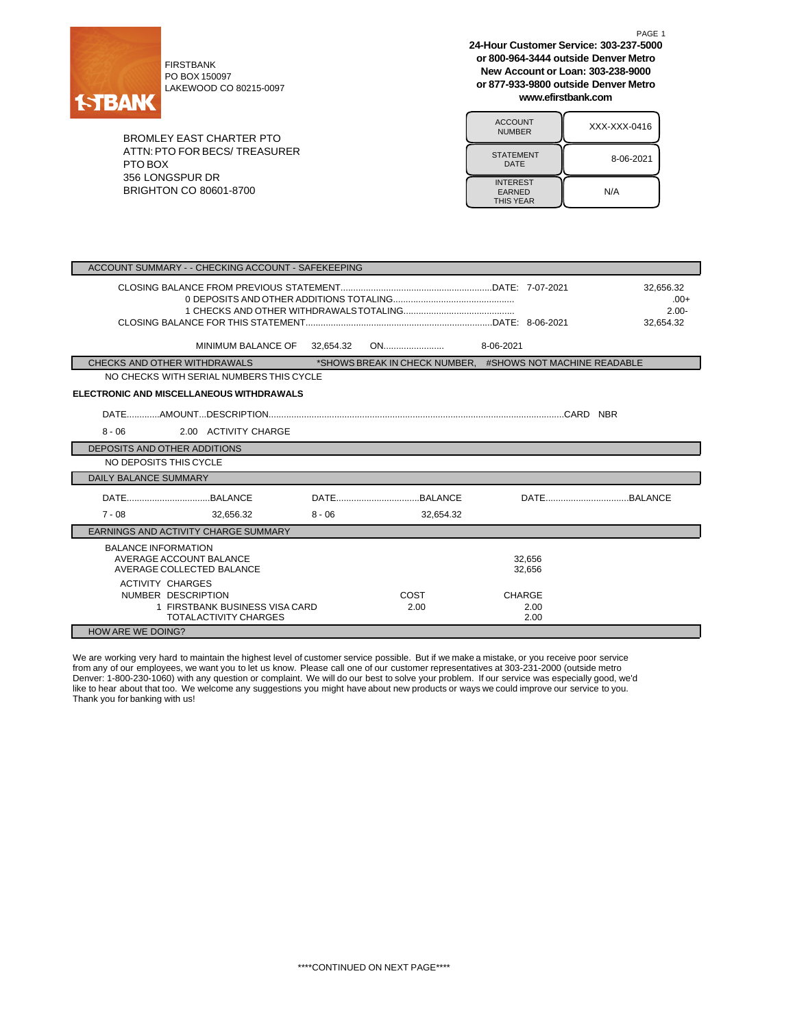1STBANK

FIRSTBANK
PO BOX 150097
LAKEWOOD CO 80215-0097

**24-Hour Customer Service: 303-237-5000**
**or 800-964-3444 outside Denver Metro**
**New Account or Loan: 303-238-9000**
**or 877-933-9800 outside Denver Metro**
**www.efirstbank.com**

BROMLEY EAST CHARTER PTO
ATTN: PTO FOR BECS/ TREASURER
PTO BOX
356 LONGSPUR DR
BRIGHTON CO 80601-8700

| | |
|---|---|
| ACCOUNT NUMBER | XXX-XXX-0416 |
| STATEMENT DATE | 8-06-2021 |
| INTEREST EARNED THIS YEAR | N/A |

## ACCOUNT SUMMARY - - CHECKING ACCOUNT - SAFEKEEPING

| | | |
|---|---|---|
| CLOSING BALANCE FROM PREVIOUS STATEMENT | DATE: 7-07-2021 | 32,656.32 |
| 0 DEPOSITS AND OTHER ADDITIONS TOTALING | | .00+ |
| 1 CHECKS AND OTHER WITHDRAWALS TOTALING | | 2.00- |
| CLOSING BALANCE FOR THIS STATEMENT | DATE: 8-06-2021 | 32,654.32 |

MINIMUM BALANCE OF 32,654.32 ON........................ 8-06-2021

## CHECKS AND OTHER WITHDRAWALS

*SHOWS BREAK IN CHECK NUMBER, #SHOWS NOT MACHINE READABLE

NO CHECKS WITH SERIAL NUMBERS THIS CYCLE

**ELECTRONIC AND MISCELLANEOUS WITHDRAWALS**

| DATE | AMOUNT | DESCRIPTION | CARD NBR |
|---|---|---|---|
| 8 - 06 | 2.00 | ACTIVITY CHARGE | |

## DEPOSITS AND OTHER ADDITIONS

NO DEPOSITS THIS CYCLE

## DAILY BALANCE SUMMARY

| DATE | BALANCE | DATE | BALANCE | DATE | BALANCE |
|---|---|---|---|---|---|
| 7 - 08 | 32,656.32 | 8 - 06 | 32,654.32 | | |

## EARNINGS AND ACTIVITY CHARGE SUMMARY

BALANCE INFORMATION

| | |
|---|---|
| AVERAGE ACCOUNT BALANCE | 32,656 |
| AVERAGE COLLECTED BALANCE | 32,656 |

ACTIVITY CHARGES

| NUMBER | DESCRIPTION | COST | CHARGE |
|---|---|---|---|
| 1 | FIRSTBANK BUSINESS VISA CARD | 2.00 | 2.00 |
| | TOTAL ACTIVITY CHARGES | | 2.00 |

## HOW ARE WE DOING?

We are working very hard to maintain the highest level of customer service possible. But if we make a mistake, or you receive poor service from any of our employees, we want you to let us know. Please call one of our customer representatives at 303-231-2000 (outside metro Denver: 1-800-230-1060) with any question or complaint. We will do our best to solve your problem. If our service was especially good, we'd like to hear about that too. We welcome any suggestions you might have about new products or ways we could improve our service to you. Thank you for banking with us!

****CONTINUED ON NEXT PAGE****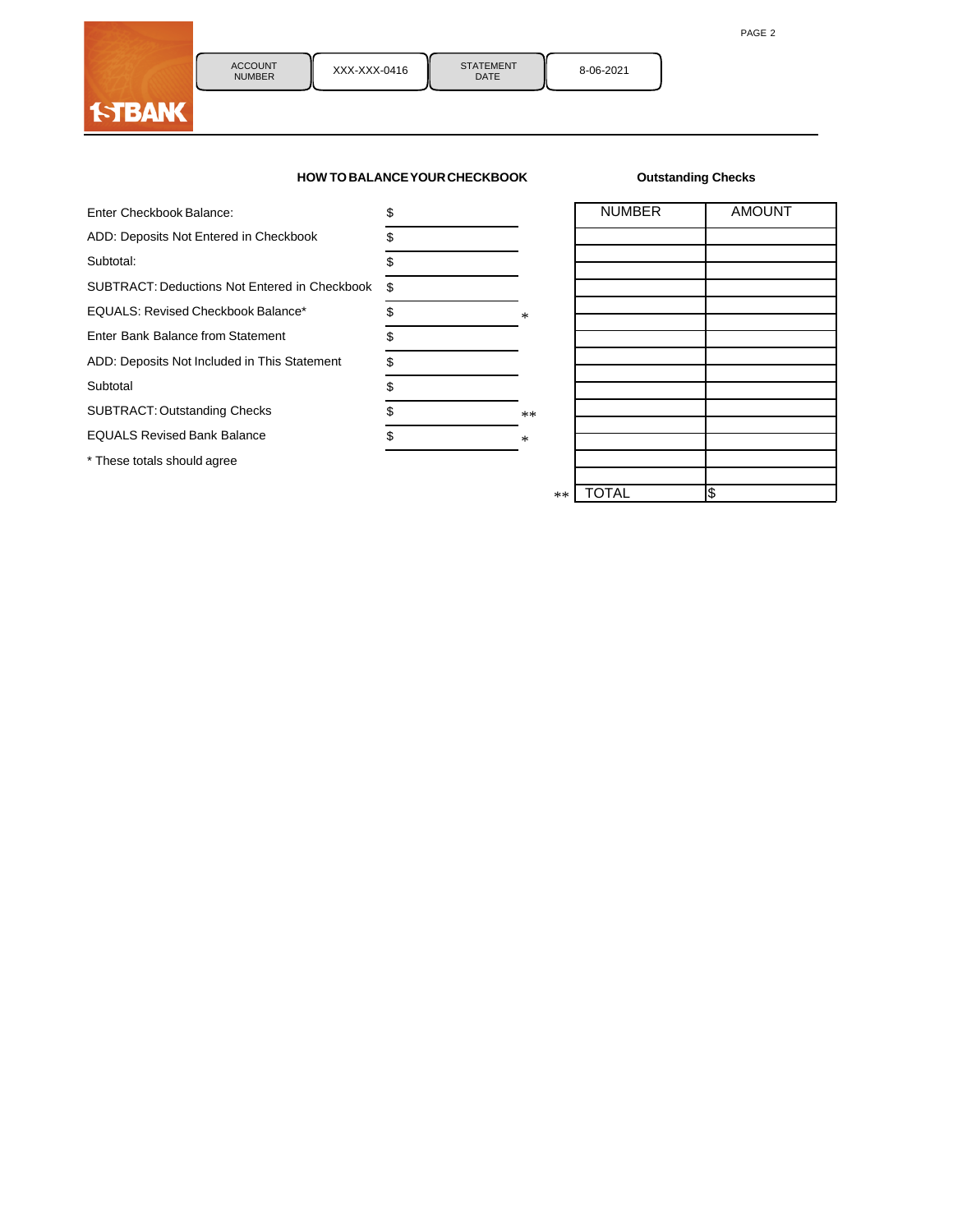1STBANK

| ACCOUNT NUMBER | XXX-XXX-0416 | STATEMENT DATE | 8-06-2021 |
|---|---|---|---|

**HOW TO BALANCE YOUR CHECKBOOK**

| | | |
|---|---|---|
| Enter Checkbook Balance: | $ | |
| ADD: Deposits Not Entered in Checkbook | $ | |
| Subtotal: | $ | |
| SUBTRACT: Deductions Not Entered in Checkbook | $ | |
| EQUALS: Revised Checkbook Balance* | $ | * |
| Enter Bank Balance from Statement | $ | |
| ADD: Deposits Not Included in This Statement | $ | |
| Subtotal | $ | |
| SUBTRACT: Outstanding Checks | $ | ** |
| EQUALS Revised Bank Balance | $ | * |

* These totals should agree

**Outstanding Checks**

| NUMBER | AMOUNT |
|---|---|
| | |
| | |
| | |
| | |
| | |
| | |
| | |
| | |
| | |
| | |
| | |
| | |
| | |
| | |
| | |
| ** TOTAL | $ |